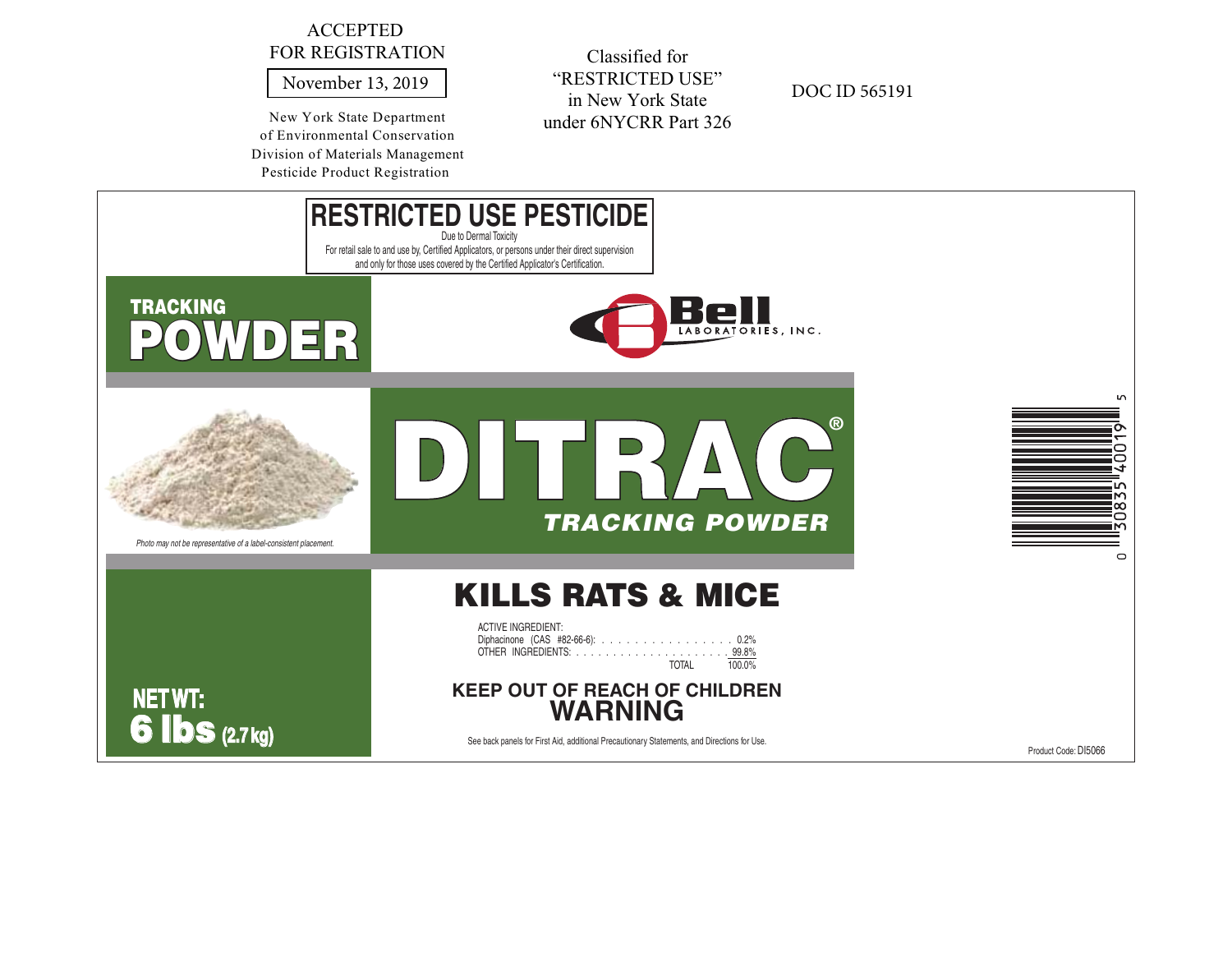ACCEPTED
FOR REGISTRATION

November 13, 2019

New York State Department
of Environmental Conservation
Division of Materials Management
Pesticide Product Registration

Classified for
"RESTRICTED USE"
in New York State
under 6NYCRR Part 326

DOC ID 565191

# RESTRICTED USE PESTICIDE

Due to Dermal Toxicity

For retail sale to and use by, Certified Applicators, or persons under their direct supervision and only for those uses covered by the Certified Applicator's Certification.

**TRACKING**
**POWDER**

Bell LABORATORIES, INC.

*Photo may not be representative of a label-consistent placement.*

# DITRAC®

***TRACKING POWDER***

## KILLS RATS & MICE

ACTIVE INGREDIENT:

| | |
|---|---|
| Diphacinone (CAS #82-66-6): | 0.2% |
| OTHER INGREDIENTS: | 99.8% |
| TOTAL | 100.0% |

**KEEP OUT OF REACH OF CHILDREN**
**WARNING**

See back panels for First Aid, additional Precautionary Statements, and Directions for Use.

**NET WT:**
**6 lbs (2.7 kg)**

0 30835 40019 5

Product Code: DI5066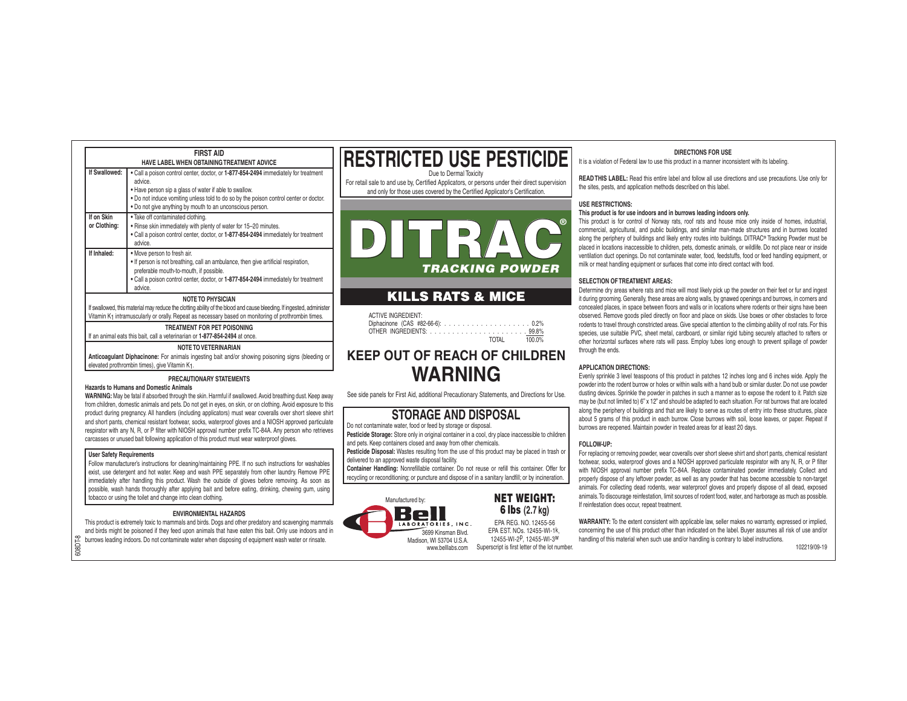## FIRST AID
### HAVE LABEL WHEN OBTAINING TREATMENT ADVICE

| | |
|---|---|
| **If Swallowed:** | • Call a poison control center, doctor, or **1-877-854-2494** immediately for treatment advice.<br>• Have person sip a glass of water if able to swallow.<br>• Do not induce vomiting unless told to do so by the poison control center or doctor.<br>• Do not give anything by mouth to an unconscious person. |
| **If on Skin or Clothing:** | • Take off contaminated clothing.<br>• Rinse skin immediately with plenty of water for 15–20 minutes.<br>• Call a poison control center, doctor, or **1-877-854-2494** immediately for treatment advice. |
| **If Inhaled:** | • Move person to fresh air.<br>• If person is not breathing, call an ambulance, then give artificial respiration, preferable mouth-to-mouth, if possible.<br>• Call a poison control center, doctor, or **1-877-854-2494** immediately for treatment advice. |

**NOTE TO PHYSICIAN**

If swallowed, this material may reduce the clotting ability of the blood and cause bleeding. If ingested, administer Vitamin $K_1$ intramuscularly or orally. Repeat as necessary based on monitoring of prothrombin times.

**TREATMENT FOR PET POISONING**

If an animal eats this bait, call a veterinarian or **1-877-854-2494** at once.

**NOTE TO VETERINARIAN**

**Anticoagulant Diphacinone:** For animals ingesting bait and/or showing poisoning signs (bleeding or elevated prothrombin times), give Vitamin $K_1$.

### PRECAUTIONARY STATEMENTS

**Hazards to Humans and Domestic Animals**

**WARNING:** May be fatal if absorbed through the skin. Harmful if swallowed. Avoid breathing dust. Keep away from children, domestic animals and pets. Do not get in eyes, on skin, or on clothing. Avoid exposure to this product during pregnancy. All handlers (including applicators) must wear coveralls over short sleeve shirt and short pants, chemical resistant footwear, socks, waterproof gloves and a NIOSH approved particulate respirator with any N, R, or P filter with NIOSH approval number prefix TC-84A. Any person who retrieves carcasses or unused bait following application of this product must wear waterproof gloves.

**User Safety Requirements**

Follow manufacturer's instructions for cleaning/maintaining PPE. If no such instructions for washables exist, use detergent and hot water. Keep and wash PPE separately from other laundry. Remove PPE immediately after handling this product. Wash the outside of gloves before removing. As soon as possible, wash hands thoroughly after applying bait and before eating, drinking, chewing gum, using tobacco or using the toilet and change into clean clothing.

**ENVIRONMENTAL HAZARDS**

This product is extremely toxic to mammals and birds. Dogs and other predatory and scavenging mammals and birds might be poisoned if they feed upon animals that have eaten this bait. Only use indoors and in burrows leading indoors. Do not contaminate water when disposing of equipment wash water or rinsate.

608DT-8

# RESTRICTED USE PESTICIDE

Due to Dermal Toxicity

For retail sale to and use by, Certified Applicators, or persons under their direct supervision and only for those uses covered by the Certified Applicator's Certification.

# DITRAC®
## TRACKING POWDER

## KILLS RATS & MICE

| | |
|---|---|
| ACTIVE INGREDIENT: | |
| Diphacinone (CAS #82-66-6): | 0.2% |
| OTHER INGREDIENTS: | 99.8% |
| TOTAL | 100.0% |

## KEEP OUT OF REACH OF CHILDREN
# WARNING

See side panels for First Aid, additional Precautionary Statements, and Directions for Use.

## STORAGE AND DISPOSAL

Do not contaminate water, food or feed by storage or disposal.

**Pesticide Storage:** Store only in original container in a cool, dry place inaccessible to children and pets. Keep containers closed and away from other chemicals.

**Pesticide Disposal:** Wastes resulting from the use of this product may be placed in trash or delivered to an approved waste disposal facility.

**Container Handling:** Nonrefillable container. Do not reuse or refill this container. Offer for recycling or reconditioning; or puncture and dispose of in a sanitary landfill; or by incineration.

Manufactured by:
Bell LABORATORIES, INC.
3699 Kinsman Blvd.
Madison, WI 53704 U.S.A.
www.belllabs.com

**NET WEIGHT: 6 lbs (2.7 kg)**

EPA REG. NO. 12455-56
EPA EST. NOs. 12455-WI-1k, 12455-WI-2P, 12455-WI-3W
Superscript is first letter of the lot number.

### DIRECTIONS FOR USE

It is a violation of Federal law to use this product in a manner inconsistent with its labeling.

**READ THIS LABEL:** Read this entire label and follow all use directions and use precautions. Use only for the sites, pests, and application methods described on this label.

**USE RESTRICTIONS:**

**This product is for use indoors and in burrows leading indoors only.**

This product is for control of Norway rats, roof rats and house mice only inside of homes, industrial, commercial, agricultural, and public buildings, and similar man-made structures and in burrows located along the periphery of buildings and likely entry routes into buildings. DITRAC® Tracking Powder must be placed in locations inaccessible to children, pets, domestic animals, or wildlife. Do not place near or inside ventilation duct openings. Do not contaminate water, food, feedstuffs, food or feed handling equipment, or milk or meat handling equipment or surfaces that come into direct contact with food.

**SELECTION OF TREATMENT AREAS:**

Determine dry areas where rats and mice will most likely pick up the powder on their feet or fur and ingest it during grooming. Generally, these areas are along walls, by gnawed openings and burrows, in corners and concealed places, in space between floors and walls or in locations where rodents or their signs have been observed. Remove goods piled directly on floor and place on skids. Use boxes or other obstacles to force rodents to travel through constricted areas. Give special attention to the climbing ability of roof rats. For this species, use suitable PVC, sheet metal, cardboard, or similar rigid tubing securely attached to rafters or other horizontal surfaces where rats will pass. Employ tubes long enough to prevent spillage of powder through the ends.

**APPLICATION DIRECTIONS:**

Evenly sprinkle 3 level teaspoons of this product in patches 12 inches long and 6 inches wide. Apply the powder into the rodent burrow or holes or within walls with a hand bulb or similar duster. Do not use powder dusting devices. Sprinkle the powder in patches in such a manner as to expose the rodent to it. Patch size may be (but not limited to) 6" x 12" and should be adapted to each situation. For rat burrows that are located along the periphery of buildings and that are likely to serve as routes of entry into these structures, place about 5 grams of this product in each burrow. Close burrows with soil, loose leaves, or paper. Repeat if burrows are reopened. Maintain powder in treated areas for at least 20 days.

**FOLLOW-UP:**

For replacing or removing powder, wear coveralls over short sleeve shirt and short pants, chemical resistant footwear, socks, waterproof gloves and a NIOSH approved particulate respirator with any N, R, or P filter with NIOSH approval number prefix TC-84A. Replace contaminated powder immediately. Collect and properly dispose of any leftover powder, as well as any powder that has become accessible to non-target animals. For collecting dead rodents, wear waterproof gloves and properly dispose of all dead, exposed animals. To discourage reinfestation, limit sources of rodent food, water, and harborage as much as possible. If reinfestation does occur, repeat treatment.

**WARRANTY:** To the extent consistent with applicable law, seller makes no warranty, expressed or implied, concerning the use of this product other than indicated on the label. Buyer assumes all risk of use and/or handling of this material when such use and/or handling is contrary to label instructions.

102219/09-19